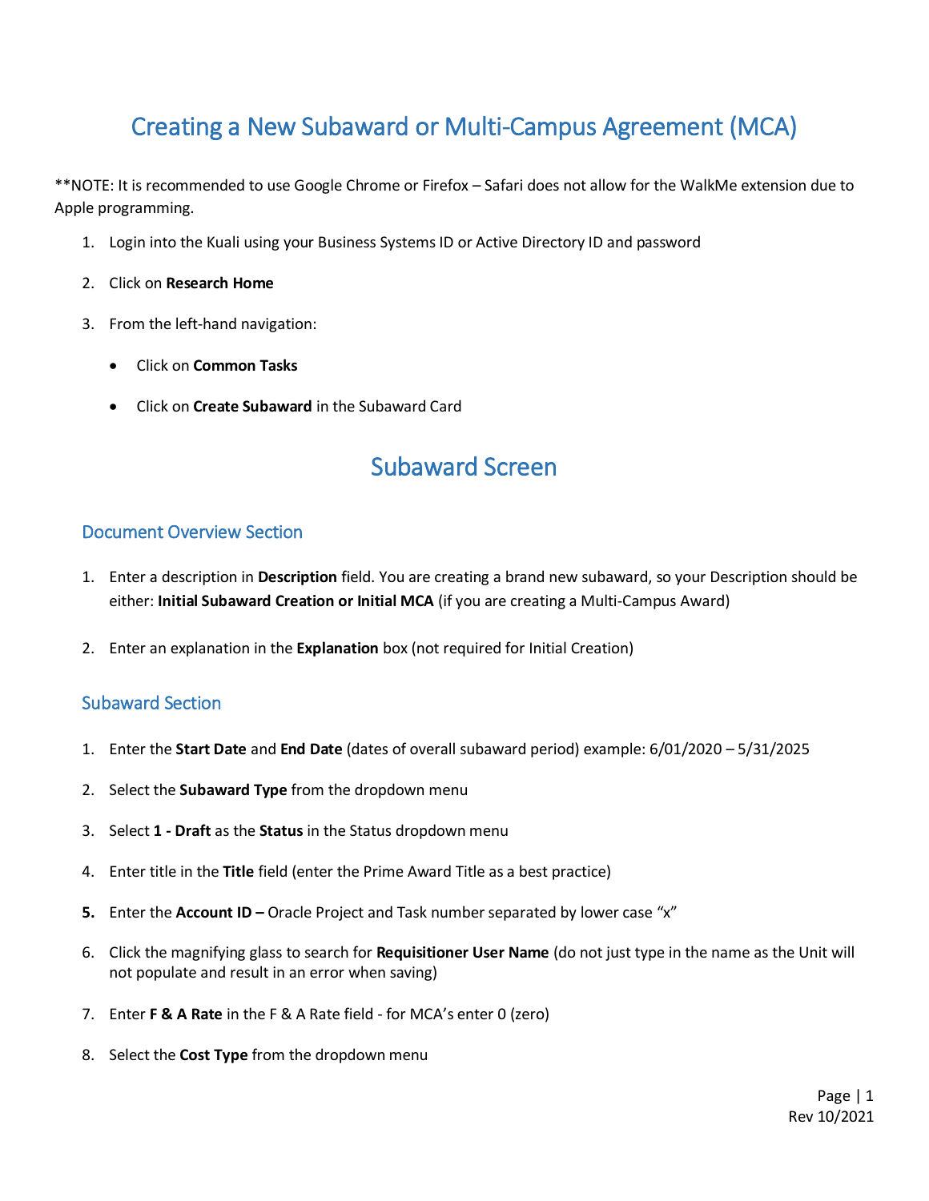# Creating a New Subaward or Multi-Campus Agreement (MCA)

**NOTE: It is recommended to use Google Chrome or Firefox – Safari does not allow for the WalkMe extension due to Apple programming.

1. Login into the Kuali using your Business Systems ID or Active Directory ID and password
2. Click on **Research Home**
3. From the left-hand navigation:
   - Click on **Common Tasks**
   - Click on **Create Subaward** in the Subaward Card

# Subaward Screen

## Document Overview Section

1. Enter a description in **Description** field. You are creating a brand new subaward, so your Description should be either: **Initial Subaward Creation or Initial MCA** (if you are creating a Multi-Campus Award)
2. Enter an explanation in the **Explanation** box (not required for Initial Creation)

## Subaward Section

1. Enter the **Start Date** and **End Date** (dates of overall subaward period) example: 6/01/2020 – 5/31/2025
2. Select the **Subaward Type** from the dropdown menu
3. Select **1 - Draft** as the **Status** in the Status dropdown menu
4. Enter title in the **Title** field (enter the Prime Award Title as a best practice)
5. Enter the **Account ID –** Oracle Project and Task number separated by lower case "x"
6. Click the magnifying glass to search for **Requisitioner User Name** (do not just type in the name as the Unit will not populate and result in an error when saving)
7. Enter **F & A Rate** in the F & A Rate field - for MCA's enter 0 (zero)
8. Select the **Cost Type** from the dropdown menu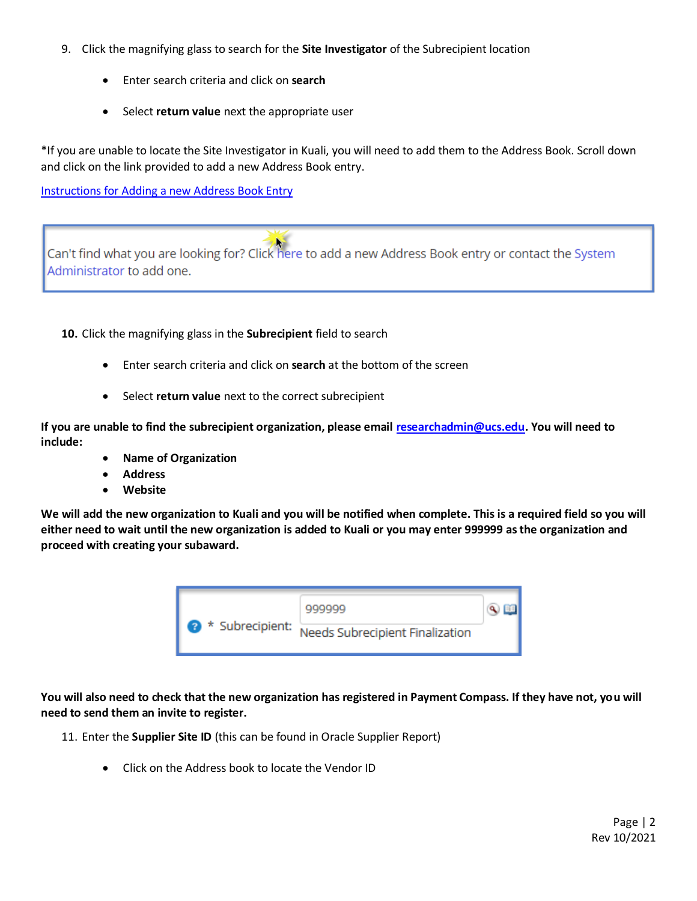9. Click the magnifying glass to search for the **Site Investigator** of the Subrecipient location

    - Enter search criteria and click on **search**
    - Select **return value** next the appropriate user

*If you are unable to locate the Site Investigator in Kuali, you will need to add them to the Address Book. Scroll down and click on the link provided to add a new Address Book entry.

[Instructions for Adding a new Address Book Entry]()

Can't find what you are looking for? Click here to add a new Address Book entry or contact the System Administrator to add one.

10. Click the magnifying glass in the **Subrecipient** field to search

    - Enter search criteria and click on **search** at the bottom of the screen
    - Select **return value** next to the correct subrecipient

**If you are unable to find the subrecipient organization, please email researchadmin@ucs.edu. You will need to include:**

- **Name of Organization**
- **Address**
- **Website**

**We will add the new organization to Kuali and you will be notified when complete. This is a required field so you will either need to wait until the new organization is added to Kuali or you may enter 999999 as the organization and proceed with creating your subaward.**

\* Subrecipient: 999999
Needs Subrecipient Finalization

**You will also need to check that the new organization has registered in Payment Compass. If they have not, you will need to send them an invite to register.**

11. Enter the **Supplier Site ID** (this can be found in Oracle Supplier Report)

    - Click on the Address book to locate the Vendor ID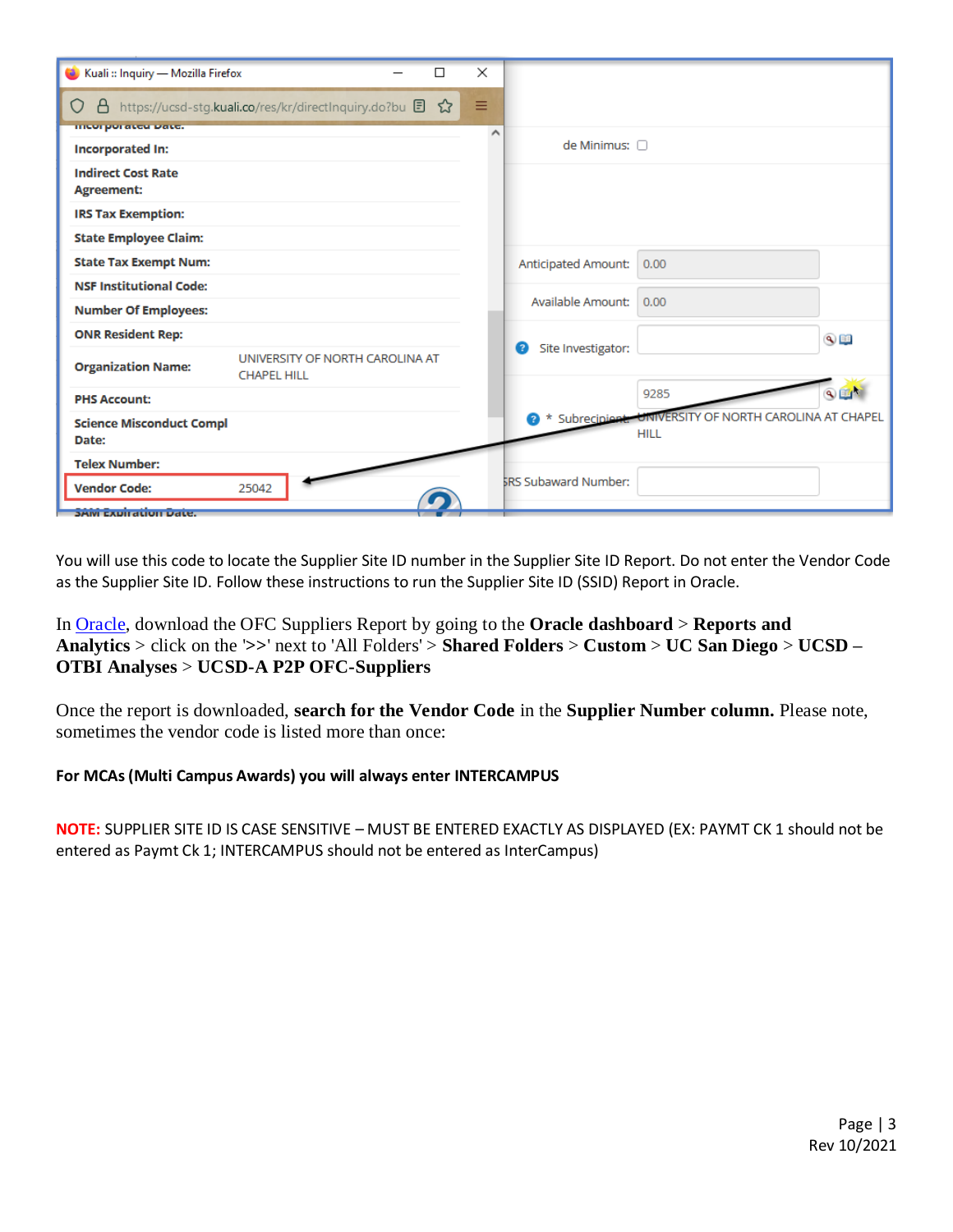You will use this code to locate the Supplier Site ID number in the Supplier Site ID Report. Do not enter the Vendor Code as the Supplier Site ID. Follow these instructions to run the Supplier Site ID (SSID) Report in Oracle.

In Oracle, download the OFC Suppliers Report by going to the **Oracle dashboard** > **Reports and Analytics** > click on the '>>' next to 'All Folders' > **Shared Folders** > **Custom** > **UC San Diego** > **UCSD – OTBI Analyses** > **UCSD-A P2P OFC-Suppliers**

Once the report is downloaded, **search for the Vendor Code** in the **Supplier Number column.** Please note, sometimes the vendor code is listed more than once:

**For MCAs (Multi Campus Awards) you will always enter INTERCAMPUS**

**NOTE:** SUPPLIER SITE ID IS CASE SENSITIVE – MUST BE ENTERED EXACTLY AS DISPLAYED (EX: PAYMT CK 1 should not be entered as Paymt Ck 1; INTERCAMPUS should not be entered as InterCampus)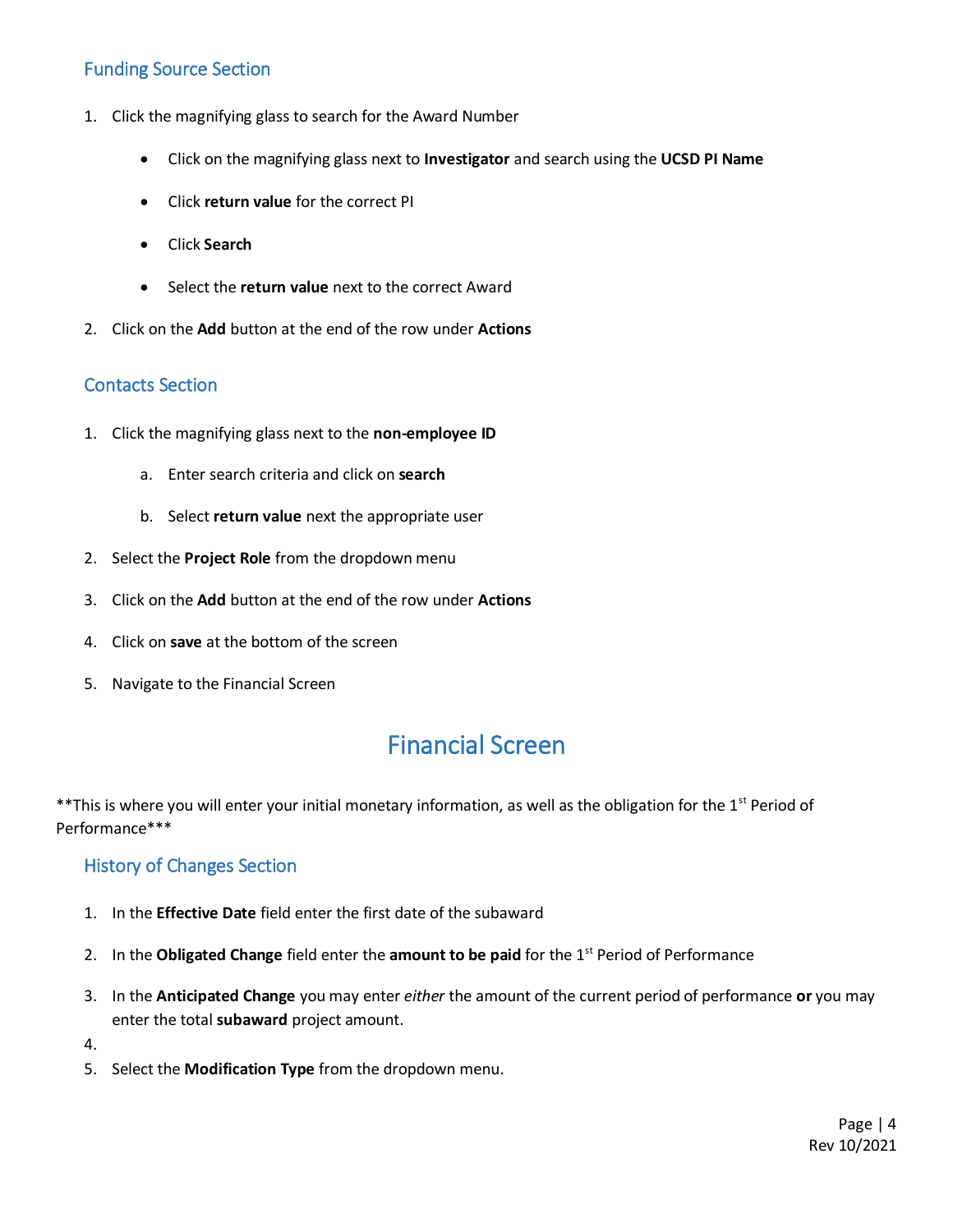### Funding Source Section

1. Click the magnifying glass to search for the Award Number
    - Click on the magnifying glass next to **Investigator** and search using the **UCSD PI Name**
    - Click **return value** for the correct PI
    - Click **Search**
    - Select the **return value** next to the correct Award
2. Click on the **Add** button at the end of the row under **Actions**

### Contacts Section

1. Click the magnifying glass next to the **non-employee ID**
    a. Enter search criteria and click on **search**
    b. Select **return value** next the appropriate user
2. Select the **Project Role** from the dropdown menu
3. Click on the **Add** button at the end of the row under **Actions**
4. Click on **save** at the bottom of the screen
5. Navigate to the Financial Screen

## Financial Screen

**This is where you will enter your initial monetary information, as well as the obligation for the 1st Period of Performance***

### History of Changes Section

1. In the **Effective Date** field enter the first date of the subaward
2. In the **Obligated Change** field enter the **amount to be paid** for the 1st Period of Performance
3. In the **Anticipated Change** you may enter *either* the amount of the current period of performance **or** you may enter the total **subaward** project amount.
4. 
5. Select the **Modification Type** from the dropdown menu.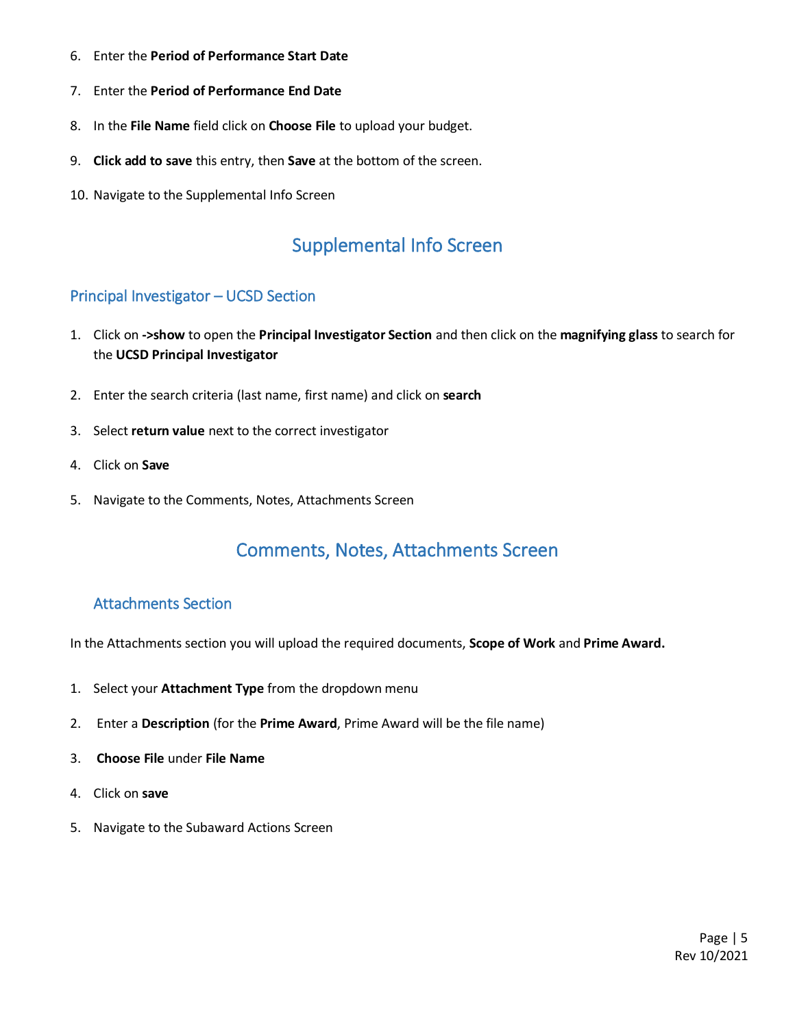6. Enter the **Period of Performance Start Date**
7. Enter the **Period of Performance End Date**
8. In the **File Name** field click on **Choose File** to upload your budget.
9. **Click add to save** this entry, then **Save** at the bottom of the screen.
10. Navigate to the Supplemental Info Screen

# Supplemental Info Screen

## Principal Investigator – UCSD Section

1. Click on **->show** to open the **Principal Investigator Section** and then click on the **magnifying glass** to search for the **UCSD Principal Investigator**
2. Enter the search criteria (last name, first name) and click on **search**
3. Select **return value** next to the correct investigator
4. Click on **Save**
5. Navigate to the Comments, Notes, Attachments Screen

# Comments, Notes, Attachments Screen

## Attachments Section

In the Attachments section you will upload the required documents, **Scope of Work** and **Prime Award.**

1. Select your **Attachment Type** from the dropdown menu
2. Enter a **Description** (for the **Prime Award**, Prime Award will be the file name)
3. **Choose File** under **File Name**
4. Click on **save**
5. Navigate to the Subaward Actions Screen

Rev 10/2021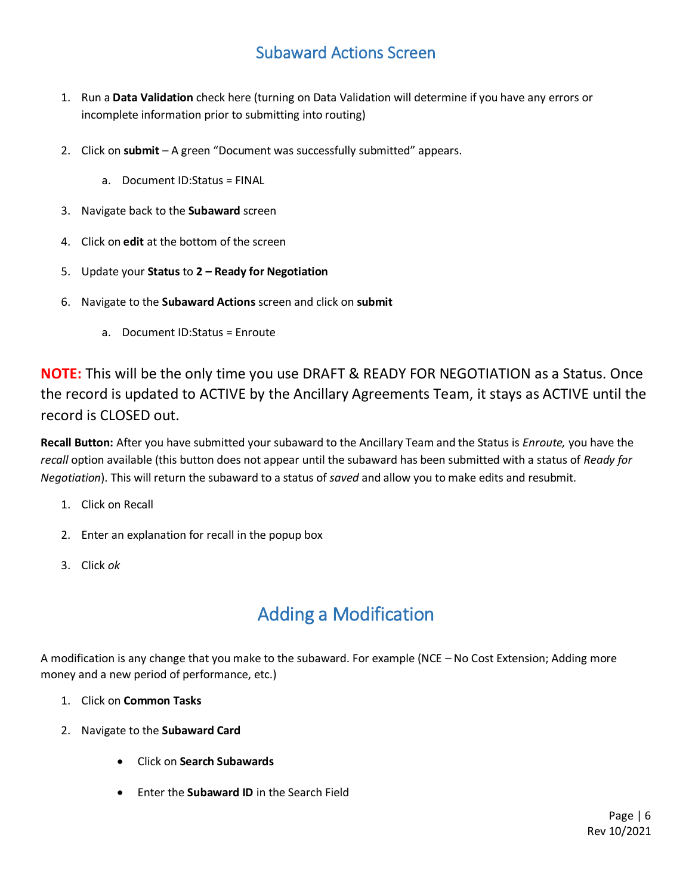## Subaward Actions Screen

1. Run a **Data Validation** check here (turning on Data Validation will determine if you have any errors or incomplete information prior to submitting into routing)
2. Click on **submit** – A green "Document was successfully submitted" appears.
    a. Document ID:Status = FINAL
3. Navigate back to the **Subaward** screen
4. Click on **edit** at the bottom of the screen
5. Update your **Status** to **2 – Ready for Negotiation**
6. Navigate to the **Subaward Actions** screen and click on **submit**
    a. Document ID:Status = Enroute

**NOTE:** This will be the only time you use DRAFT & READY FOR NEGOTIATION as a Status. Once the record is updated to ACTIVE by the Ancillary Agreements Team, it stays as ACTIVE until the record is CLOSED out.

**Recall Button:** After you have submitted your subaward to the Ancillary Team and the Status is *Enroute,* you have the *recall* option available (this button does not appear until the subaward has been submitted with a status of *Ready for Negotiation*). This will return the subaward to a status of *saved* and allow you to make edits and resubmit.

1. Click on Recall
2. Enter an explanation for recall in the popup box
3. Click *ok*

## Adding a Modification

A modification is any change that you make to the subaward. For example (NCE – No Cost Extension; Adding more money and a new period of performance, etc.)

1. Click on **Common Tasks**
2. Navigate to the **Subaward Card**
    - Click on **Search Subawards**
    - Enter the **Subaward ID** in the Search Field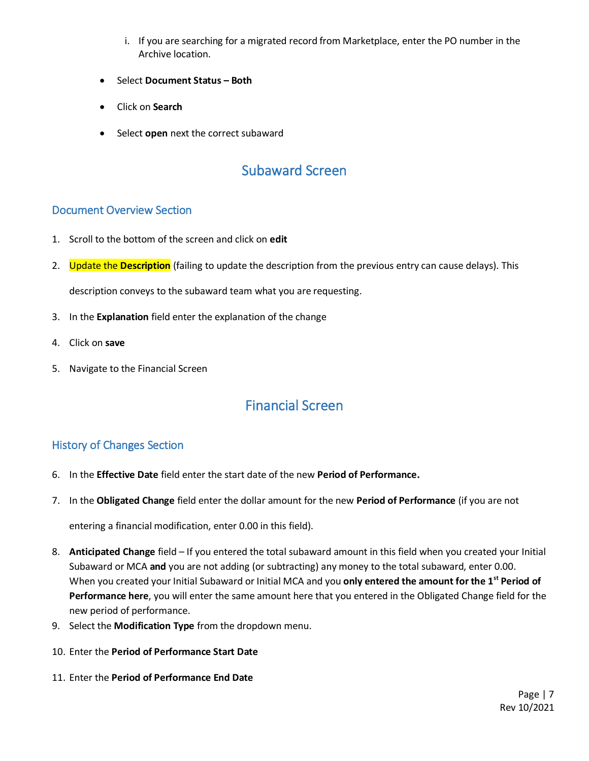i. If you are searching for a migrated record from Marketplace, enter the PO number in the Archive location.

- Select **Document Status – Both**
- Click on **Search**
- Select **open** next the correct subaward

## Subaward Screen

### Document Overview Section

1. Scroll to the bottom of the screen and click on **edit**
2. Update the **Description** (failing to update the description from the previous entry can cause delays). This description conveys to the subaward team what you are requesting.
3. In the **Explanation** field enter the explanation of the change
4. Click on **save**
5. Navigate to the Financial Screen

## Financial Screen

### History of Changes Section

6. In the **Effective Date** field enter the start date of the new **Period of Performance.**
7. In the **Obligated Change** field enter the dollar amount for the new **Period of Performance** (if you are not entering a financial modification, enter 0.00 in this field).
8. **Anticipated Change** field – If you entered the total subaward amount in this field when you created your Initial Subaward or MCA **and** you are not adding (or subtracting) any money to the total subaward, enter 0.00. When you created your Initial Subaward or Initial MCA and you **only entered the amount for the 1st Period of Performance here**, you will enter the same amount here that you entered in the Obligated Change field for the new period of performance.
9. Select the **Modification Type** from the dropdown menu.
10. Enter the **Period of Performance Start Date**
11. Enter the **Period of Performance End Date**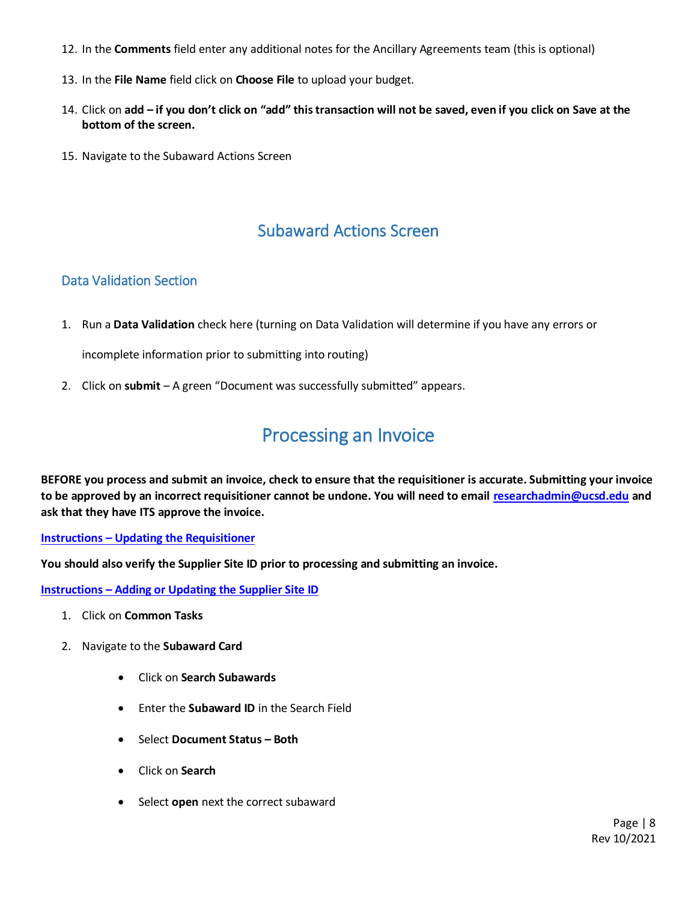12. In the **Comments** field enter any additional notes for the Ancillary Agreements team (this is optional)
13. In the **File Name** field click on **Choose File** to upload your budget.
14. Click on **add – if you don't click on "add" this transaction will not be saved, even if you click on Save at the bottom of the screen.**
15. Navigate to the Subaward Actions Screen

## Subaward Actions Screen

### Data Validation Section

1. Run a **Data Validation** check here (turning on Data Validation will determine if you have any errors or incomplete information prior to submitting into routing)
2. Click on **submit** – A green "Document was successfully submitted" appears.

# Processing an Invoice

**BEFORE you process and submit an invoice, check to ensure that the requisitioner is accurate. Submitting your invoice to be approved by an incorrect requisitioner cannot be undone. You will need to email [researchadmin@ucsd.edu](mailto:researchadmin@ucsd.edu) and ask that they have ITS approve the invoice.**

**Instructions – Updating the Requisitioner**

**You should also verify the Supplier Site ID prior to processing and submitting an invoice.**

**Instructions – Adding or Updating the Supplier Site ID**

1. Click on **Common Tasks**
2. Navigate to the **Subaward Card**
   - Click on **Search Subawards**
   - Enter the **Subaward ID** in the Search Field
   - Select **Document Status – Both**
   - Click on **Search**
   - Select **open** next the correct subaward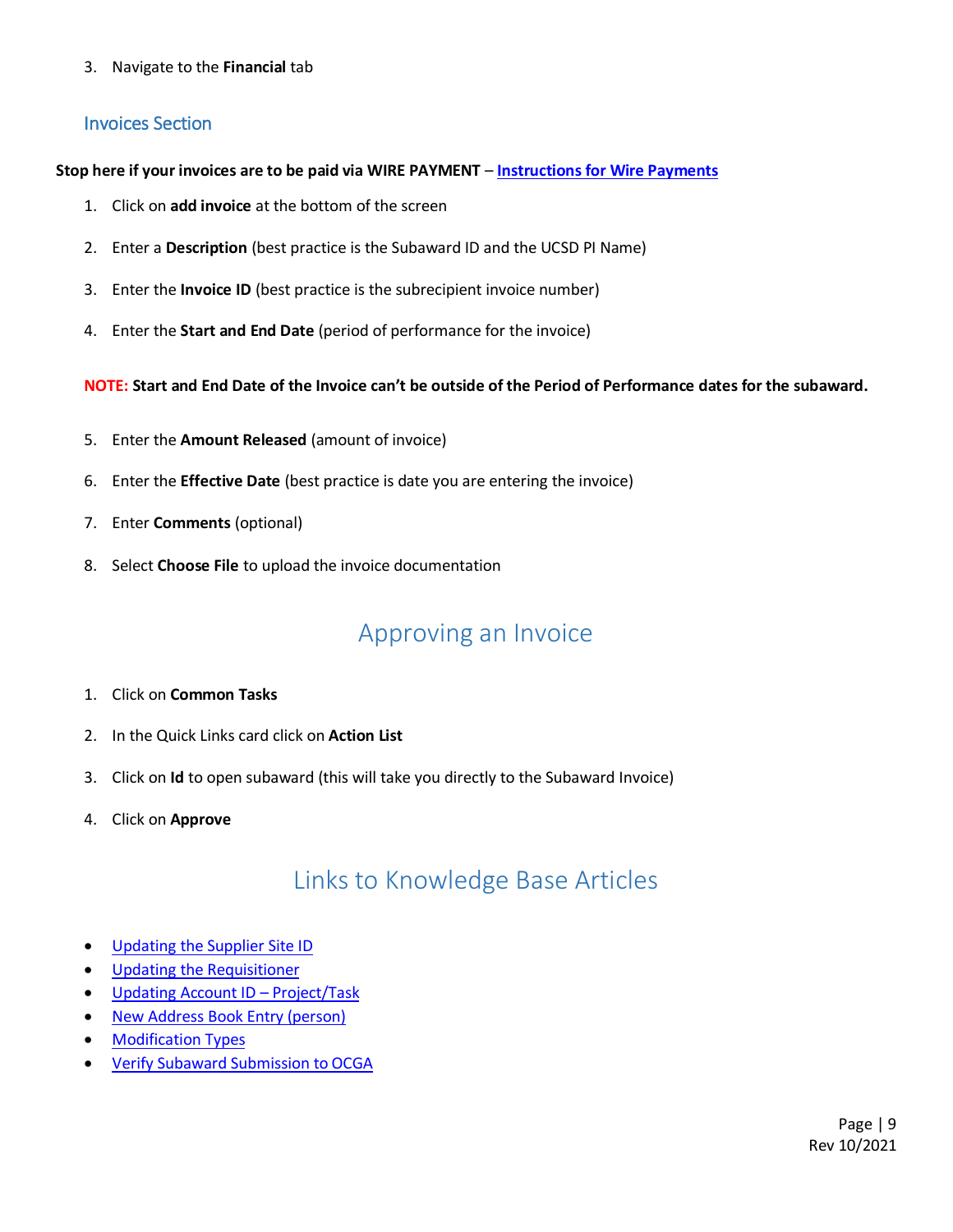3. Navigate to the **Financial** tab

### Invoices Section

**Stop here if your invoices are to be paid via WIRE PAYMENT** – **Instructions for Wire Payments**

1. Click on **add invoice** at the bottom of the screen
2. Enter a **Description** (best practice is the Subaward ID and the UCSD PI Name)
3. Enter the **Invoice ID** (best practice is the subrecipient invoice number)
4. Enter the **Start and End Date** (period of performance for the invoice)

**NOTE: Start and End Date of the Invoice can't be outside of the Period of Performance dates for the subaward.**

5. Enter the **Amount Released** (amount of invoice)
6. Enter the **Effective Date** (best practice is date you are entering the invoice)
7. Enter **Comments** (optional)
8. Select **Choose File** to upload the invoice documentation

## Approving an Invoice

1. Click on **Common Tasks**
2. In the Quick Links card click on **Action List**
3. Click on **Id** to open subaward (this will take you directly to the Subaward Invoice)
4. Click on **Approve**

## Links to Knowledge Base Articles

- Updating the Supplier Site ID
- Updating the Requisitioner
- Updating Account ID – Project/Task
- New Address Book Entry (person)
- Modification Types
- Verify Subaward Submission to OCGA

Rev 10/2021